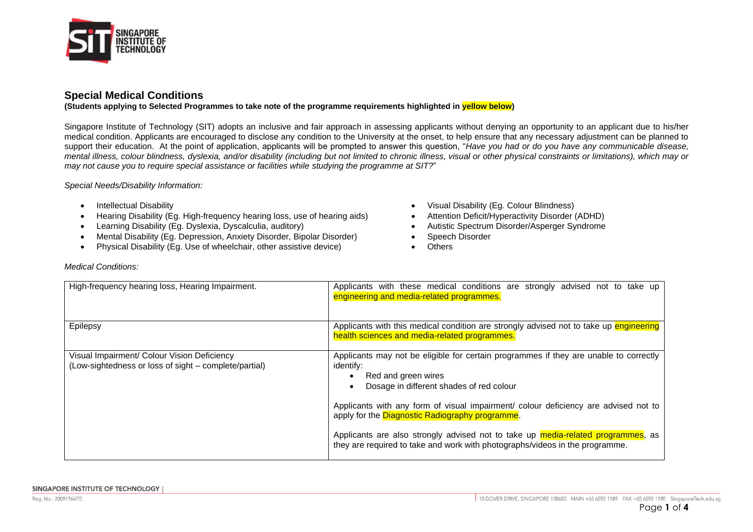## Special Medical Conditions

**(Students applying to Selected Programmes to take note of the programme requirements highlighted in yellow below)**

Singapore Institute of Technology (SIT) adopts an inclusive and fair approach in assessing applicants without denying an opportunity to an applicant due to his/her medical condition. Applicants are encouraged to disclose any condition to the University at the onset, to help ensure that any necessary adjustment can be planned to support their education. At the point of application, applicants will be prompted to answer this question, "*Have you had or do you have any communicable disease, mental illness, colour blindness, dyslexia, and/or disability (including but not limited to chronic illness, visual or other physical constraints or limitations), which may or may not cause you to require special assistance or facilities while studying the programme at SIT?*"

*Special Needs/Disability Information:*

- Intellectual Disability
- Hearing Disability (Eg. High-frequency hearing loss, use of hearing aids)
- Learning Disability (Eg. Dyslexia, Dyscalculia, auditory)
- Mental Disability (Eg. Depression, Anxiety Disorder, Bipolar Disorder)
- Physical Disability (Eg. Use of wheelchair, other assistive device)
- Visual Disability (Eg. Colour Blindness)
- Attention Deficit/Hyperactivity Disorder (ADHD)
- Autistic Spectrum Disorder/Asperger Syndrome
- Speech Disorder
- Others

*Medical Conditions:*

| | |
|---|---|
| High-frequency hearing loss, Hearing Impairment. | Applicants with these medical conditions are strongly advised not to take up engineering and media-related programmes. |
| Epilepsy | Applicants with this medical condition are strongly advised not to take up engineering health sciences and media-related programmes. |
| Visual Impairment/ Colour Vision Deficiency (Low-sightedness or loss of sight – complete/partial) | Applicants may not be eligible for certain programmes if they are unable to correctly identify: <br>• Red and green wires <br>• Dosage in different shades of red colour <br><br>Applicants with any form of visual impairment/ colour deficiency are advised not to apply for the Diagnostic Radiography programme. <br><br>Applicants are also strongly advised not to take up media-related programmes, as they are required to take and work with photographs/videos in the programme. |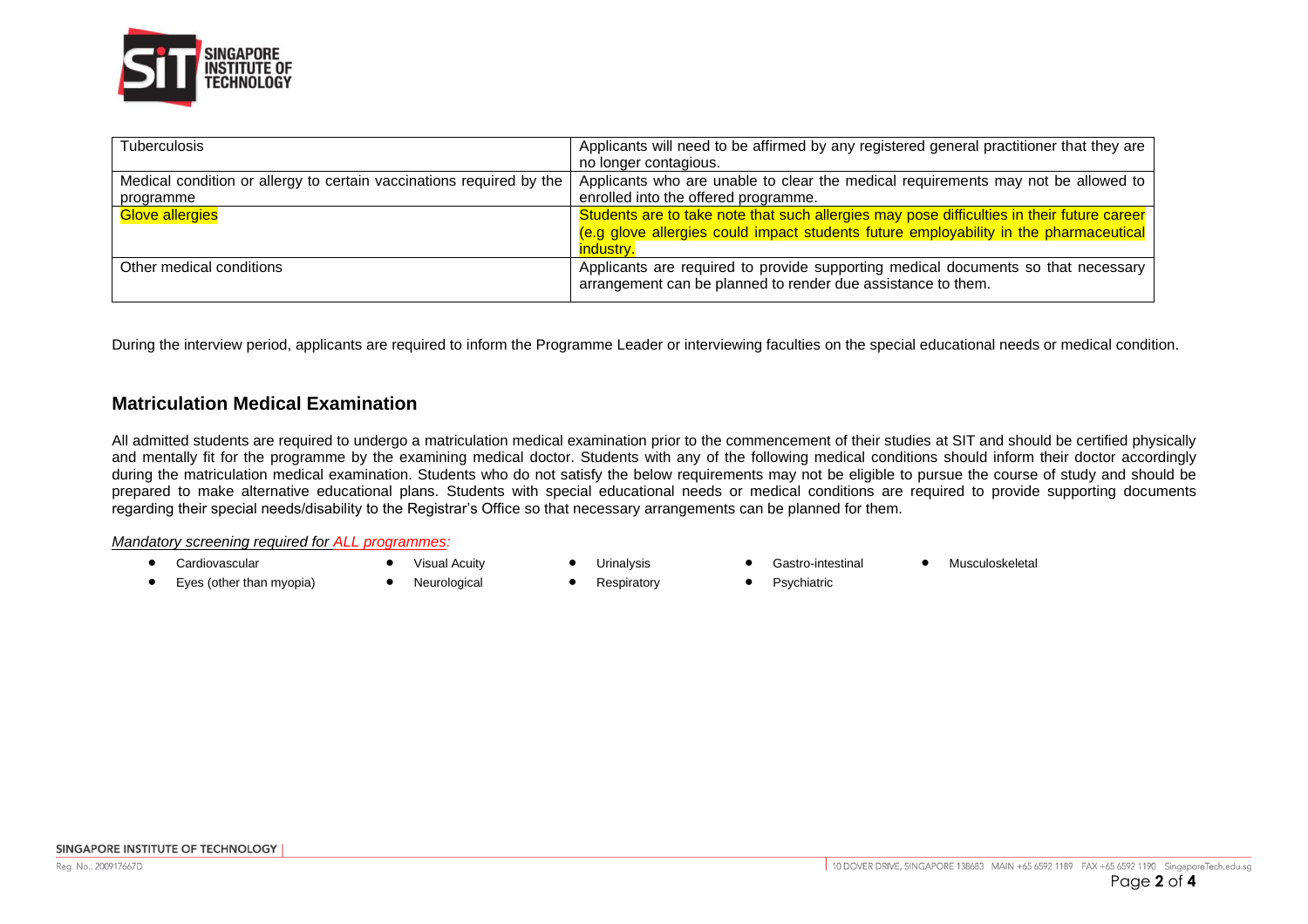| | |
|---|---|
| Tuberculosis | Applicants will need to be affirmed by any registered general practitioner that they are no longer contagious. |
| Medical condition or allergy to certain vaccinations required by the programme | Applicants who are unable to clear the medical requirements may not be allowed to enrolled into the offered programme. |
| Glove allergies | Students are to take note that such allergies may pose difficulties in their future career (e.g glove allergies could impact students future employability in the pharmaceutical industry. |
| Other medical conditions | Applicants are required to provide supporting medical documents so that necessary arrangement can be planned to render due assistance to them. |

During the interview period, applicants are required to inform the Programme Leader or interviewing faculties on the special educational needs or medical condition.

## Matriculation Medical Examination

All admitted students are required to undergo a matriculation medical examination prior to the commencement of their studies at SIT and should be certified physically and mentally fit for the programme by the examining medical doctor. Students with any of the following medical conditions should inform their doctor accordingly during the matriculation medical examination. Students who do not satisfy the below requirements may not be eligible to pursue the course of study and should be prepared to make alternative educational plans. Students with special educational needs or medical conditions are required to provide supporting documents regarding their special needs/disability to the Registrar's Office so that necessary arrangements can be planned for them.

*Mandatory screening required for ALL programmes:*

- Cardiovascular
- Visual Acuity
- Urinalysis
- Gastro-intestinal
- Musculoskeletal
- Eyes (other than myopia)
- Neurological
- Respiratory
- Psychiatric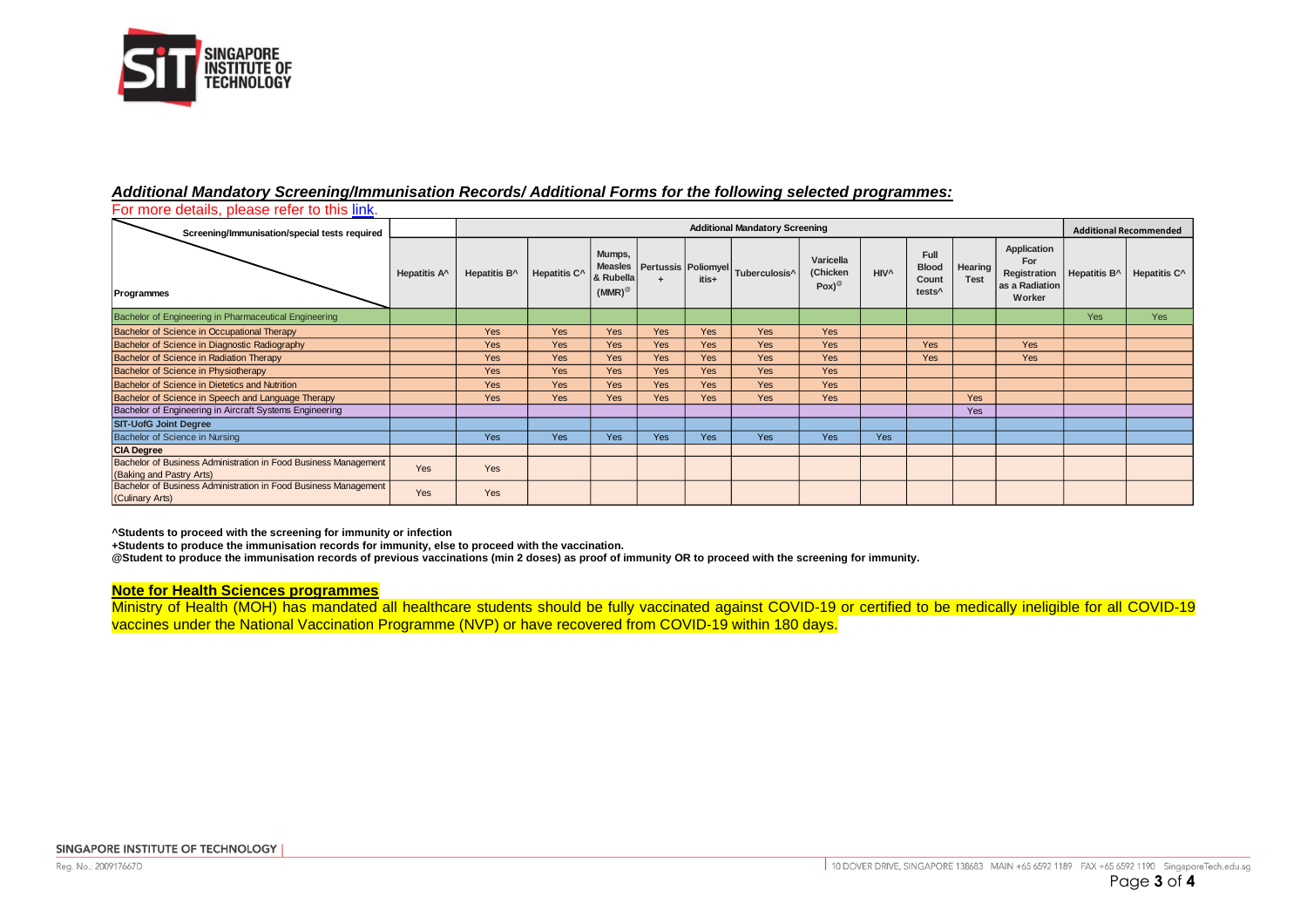***<u>Additional Mandatory Screening/Immunisation Records/ Additional Forms for the following selected programmes:</u>***

For more details, please refer to this link.

| Screening/Immunisation/special tests required / Programmes | | Additional Mandatory Screening | | | | | | | | | | | Additional Recommended | |
|---|---|---|---|---|---|---|---|---|---|---|---|---|---|---|
| | Hepatitis A^ | Hepatitis B^ | Hepatitis C^ | Mumps, Measles & Rubella (MMR)@ | Pertussis + | Poliomyelitis+ | Tuberculosis^ | Varicella (Chicken Pox)@ | HIV^ | Full Blood Count tests^ | Hearing Test | Application For Registration as a Radiation Worker | Hepatitis B^ | Hepatitis C^ |
| Bachelor of Engineering in Pharmaceutical Engineering | | | | | | | | | | | | | Yes | Yes |
| Bachelor of Science in Occupational Therapy | | Yes | Yes | Yes | Yes | Yes | Yes | Yes | | | | | | |
| Bachelor of Science in Diagnostic Radiography | | Yes | Yes | Yes | Yes | Yes | Yes | Yes | | Yes | | Yes | | |
| Bachelor of Science in Radiation Therapy | | Yes | Yes | Yes | Yes | Yes | Yes | Yes | | Yes | | Yes | | |
| Bachelor of Science in Physiotherapy | | Yes | Yes | Yes | Yes | Yes | Yes | Yes | | | | | | |
| Bachelor of Science in Dietetics and Nutrition | | Yes | Yes | Yes | Yes | Yes | Yes | Yes | | | | | | |
| Bachelor of Science in Speech and Language Therapy | | Yes | Yes | Yes | Yes | Yes | Yes | Yes | | | Yes | | | |
| Bachelor of Engineering in Aircraft Systems Engineering | | | | | | | | | | | Yes | | | |
| **SIT-UofG Joint Degree** | | | | | | | | | | | | | | |
| Bachelor of Science in Nursing | | Yes | Yes | Yes | Yes | Yes | Yes | Yes | Yes | | | | | |
| **CIA Degree** | | | | | | | | | | | | | | |
| Bachelor of Business Administration in Food Business Management (Baking and Pastry Arts) | Yes | Yes | | | | | | | | | | | | |
| Bachelor of Business Administration in Food Business Management (Culinary Arts) | Yes | Yes | | | | | | | | | | | | |

**^Students to proceed with the screening for immunity or infection**

**+Students to produce the immunisation records for immunity, else to proceed with the vaccination.**

**@Student to produce the immunisation records of previous vaccinations (min 2 doses) as proof of immunity OR to proceed with the screening for immunity.**

**<u>Note for Health Sciences programmes</u>**

Ministry of Health (MOH) has mandated all healthcare students should be fully vaccinated against COVID-19 or certified to be medically ineligible for all COVID-19 vaccines under the National Vaccination Programme (NVP) or have recovered from COVID-19 within 180 days.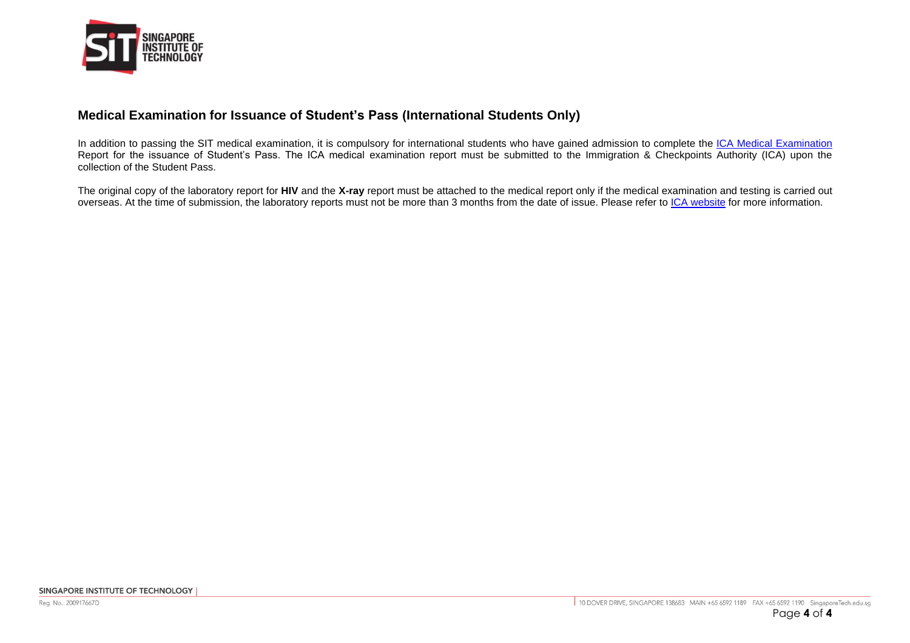## Medical Examination for Issuance of Student's Pass (International Students Only)

In addition to passing the SIT medical examination, it is compulsory for international students who have gained admission to complete the ICA Medical Examination Report for the issuance of Student's Pass. The ICA medical examination report must be submitted to the Immigration & Checkpoints Authority (ICA) upon the collection of the Student Pass.

The original copy of the laboratory report for **HIV** and the **X-ray** report must be attached to the medical report only if the medical examination and testing is carried out overseas. At the time of submission, the laboratory reports must not be more than 3 months from the date of issue. Please refer to ICA website for more information.